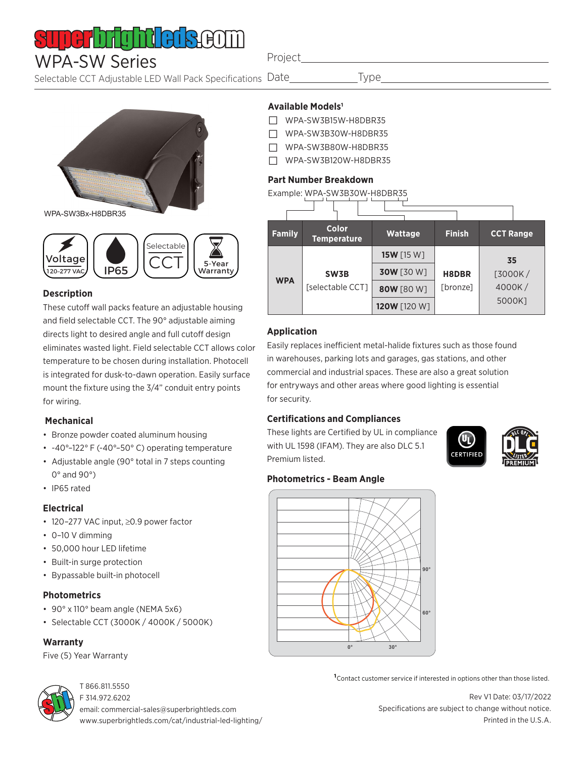# WPA-SW Series

Selectable CCT Adjustable LED Wall Pack Specifications

Project\_\_\_\_\_\_\_\_\_\_\_\_\_\_\_\_\_\_\_\_\_\_\_\_\_\_\_\_\_\_\_\_\_\_\_\_

Date\_\_\_\_\_\_\_\_\_\_\_\_\_\_ Type\_\_\_\_\_\_\_\_\_\_\_\_\_\_\_\_\_\_\_\_

WPA-SW3Bx-H8DBR35

Voltage 120-277 VAC | IP65 | Selectable CCT | 5-Year Warranty

## Description

These cutoff wall packs feature an adjustable housing and field selectable CCT. The 90° adjustable aiming directs light to desired angle and full cutoff design eliminates wasted light. Field selectable CCT allows color temperature to be chosen during installation. Photocell is integrated for dusk-to-dawn operation. Easily surface mount the fixture using the 3/4" conduit entry points for wiring.

## Mechanical

- Bronze powder coated aluminum housing
- -40°–122° F (-40°–50° C) operating temperature
- Adjustable angle (90° total in 7 steps counting 0° and 90°)
- IP65 rated

## Electrical

- 120–277 VAC input, ≥0.9 power factor
- 0–10 V dimming
- 50,000 hour LED lifetime
- Built-in surge protection
- Bypassable built-in photocell

## Photometrics

- 90° x 110° beam angle (NEMA 5x6)
- Selectable CCT (3000K / 4000K / 5000K)

## Warranty

Five (5) Year Warranty

## Available Models[1]

- ☐ WPA-SW3B15W-H8DBR35
- ☐ WPA-SW3B30W-H8DBR35
- ☐ WPA-SW3B80W-H8DBR35
- ☐ WPA-SW3B120W-H8DBR35

## Part Number Breakdown

Example: WPA-SW3B30W-H8DBR35

| Family | Color Temperature | Wattage | Finish | CCT Range |
|---|---|---|---|---|
| WPA | SW3B [selectable CCT] | 15W [15 W] | H8DBR [bronze] | 35 [3000K / 4000K / 5000K] |
| | | 30W [30 W] | | |
| | | 80W [80 W] | | |
| | | 120W [120 W] | | |

## Application

Easily replaces inefficient metal-halide fixtures such as those found in warehouses, parking lots and garages, gas stations, and other commercial and industrial spaces. These are also a great solution for entryways and other areas where good lighting is essential for security.

## Certifications and Compliances

These lights are Certified by UL in compliance with UL 1598 (IFAM). They are also DLC 5.1 Premium listed.

## Photometrics - Beam Angle

[1]Contact customer service if interested in options other than those listed.

T 866.811.5550
F 314.972.6202
email: commercial-sales@superbrightleds.com
www.superbrightleds.com/cat/industrial-led-lighting/

Rev V1 Date: 03/17/2022
Specifications are subject to change without notice.
Printed in the U.S.A.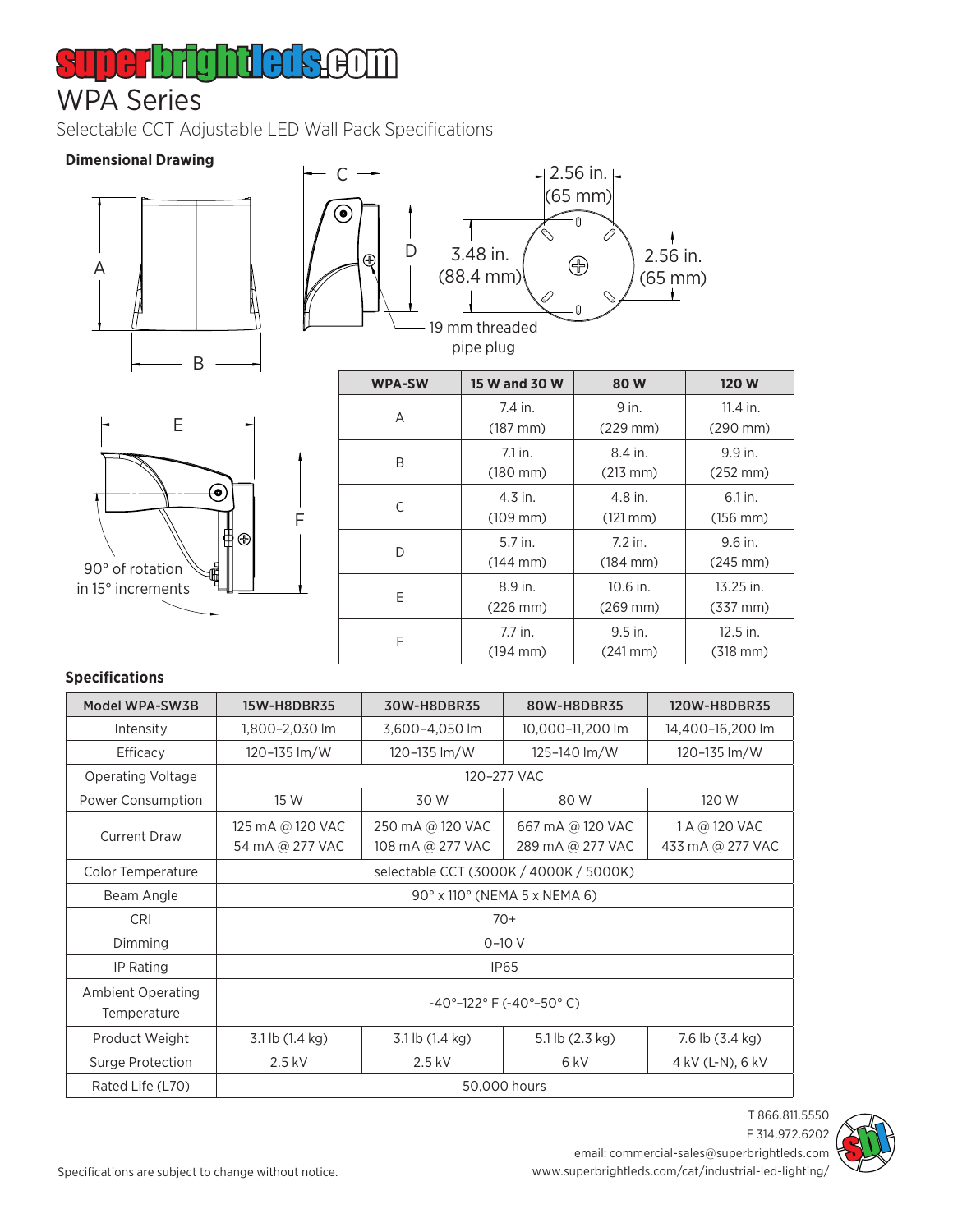# WPA Series

Selectable CCT Adjustable LED Wall Pack Specifications

### Dimensional Drawing

A

B

C

D

2.56 in.
(65 mm)

3.48 in.
(88.4 mm)

2.56 in.
(65 mm)

19 mm threaded pipe plug

E

F

90° of rotation in 15° increments

| WPA-SW | 15 W and 30 W | 80 W | 120 W |
|---|---|---|---|
| A | 7.4 in. (187 mm) | 9 in. (229 mm) | 11.4 in. (290 mm) |
| B | 7.1 in. (180 mm) | 8.4 in. (213 mm) | 9.9 in. (252 mm) |
| C | 4.3 in. (109 mm) | 4.8 in. (121 mm) | 6.1 in. (156 mm) |
| D | 5.7 in. (144 mm) | 7.2 in. (184 mm) | 9.6 in. (245 mm) |
| E | 8.9 in. (226 mm) | 10.6 in. (269 mm) | 13.25 in. (337 mm) |
| F | 7.7 in. (194 mm) | 9.5 in. (241 mm) | 12.5 in. (318 mm) |

### Specifications

| Model WPA-SW3B | 15W-H8DBR35 | 30W-H8DBR35 | 80W-H8DBR35 | 120W-H8DBR35 |
|---|---|---|---|---|
| Intensity | 1,800–2,030 lm | 3,600–4,050 lm | 10,000–11,200 lm | 14,400–16,200 lm |
| Efficacy | 120–135 lm/W | 120–135 lm/W | 125–140 lm/W | 120–135 lm/W |
| Operating Voltage | 120–277 VAC | | | |
| Power Consumption | 15 W | 30 W | 80 W | 120 W |
| Current Draw | 125 mA @ 120 VAC<br>54 mA @ 277 VAC | 250 mA @ 120 VAC<br>108 mA @ 277 VAC | 667 mA @ 120 VAC<br>289 mA @ 277 VAC | 1 A @ 120 VAC<br>433 mA @ 277 VAC |
| Color Temperature | selectable CCT (3000K / 4000K / 5000K) | | | |
| Beam Angle | 90° x 110° (NEMA 5 x NEMA 6) | | | |
| CRI | 70+ | | | |
| Dimming | 0–10 V | | | |
| IP Rating | IP65 | | | |
| Ambient Operating Temperature | -40°–122° F (-40°–50° C) | | | |
| Product Weight | 3.1 lb (1.4 kg) | 3.1 lb (1.4 kg) | 5.1 lb (2.3 kg) | 7.6 lb (3.4 kg) |
| Surge Protection | 2.5 kV | 2.5 kV | 6 kV | 4 kV (L-N), 6 kV |
| Rated Life (L70) | 50,000 hours | | | |

Specifications are subject to change without notice.

T 866.811.5550
F 314.972.6202
email: commercial-sales@superbrightleds.com
www.superbrightleds.com/cat/industrial-led-lighting/